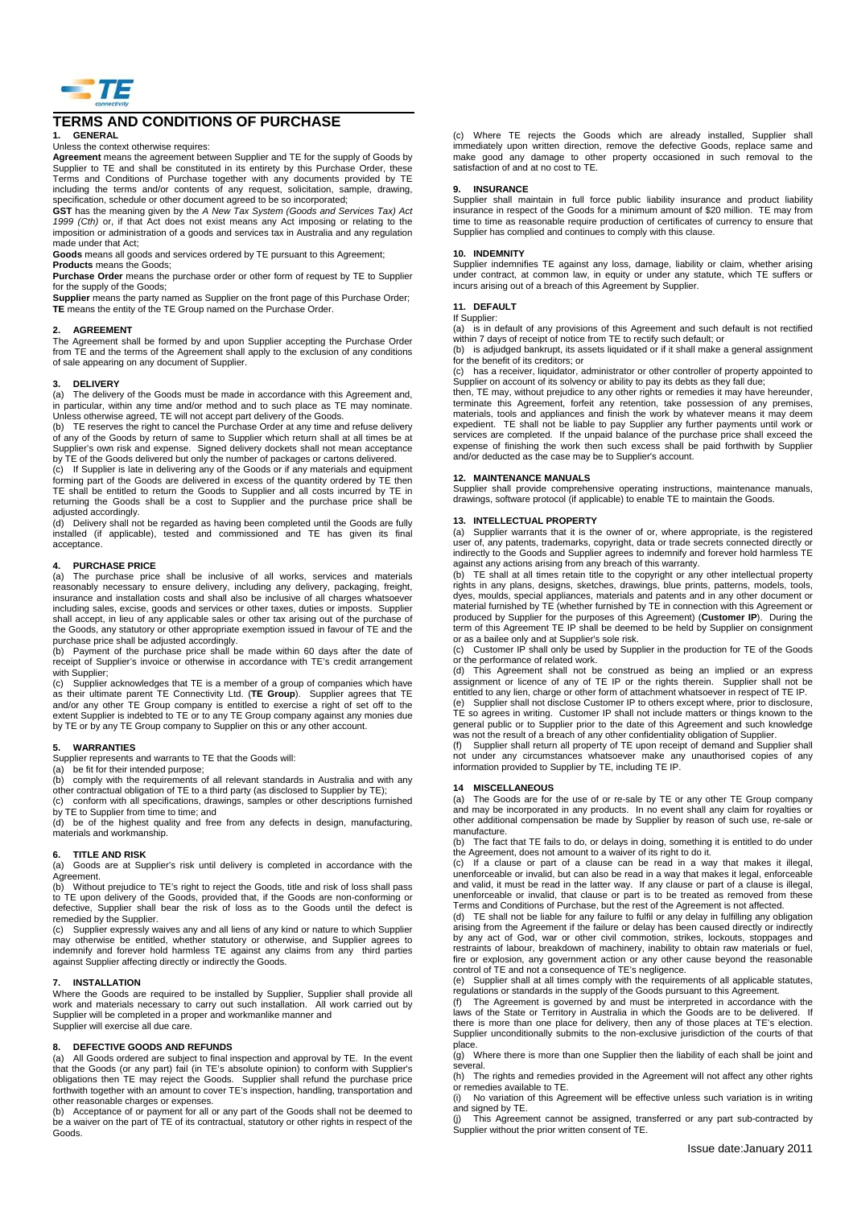# TERMS AND CONDITIONS OF PURCHASE

## 1. GENERAL

Unless the context otherwise requires:

**Agreement** means the agreement between Supplier and TE for the supply of Goods by Supplier to TE and shall be constituted in its entirety by this Purchase Order, these Terms and Conditions of Purchase together with any documents provided by TE including the terms and/or contents of any request, solicitation, sample, drawing, specification, schedule or other document agreed to be so incorporated;

**GST** has the meaning given by the *A New Tax System (Goods and Services Tax) Act 1999 (Cth)* or, if that Act does not exist means any Act imposing or relating to the imposition or administration of a goods and services tax in Australia and any regulation made under that Act;

**Goods** means all goods and services ordered by TE pursuant to this Agreement;

**Products** means the Goods;

**Purchase Order** means the purchase order or other form of request by TE to Supplier for the supply of the Goods;

**Supplier** means the party named as Supplier on the front page of this Purchase Order;

**TE** means the entity of the TE Group named on the Purchase Order.

## 2. AGREEMENT

The Agreement shall be formed by and upon Supplier accepting the Purchase Order from TE and the terms of the Agreement shall apply to the exclusion of any conditions of sale appearing on any document of Supplier.

## 3. DELIVERY

(a) The delivery of the Goods must be made in accordance with this Agreement and, in particular, within any time and/or method and to such place as TE may nominate. Unless otherwise agreed, TE will not accept part delivery of the Goods.

(b) TE reserves the right to cancel the Purchase Order at any time and refuse delivery of any of the Goods by return of same to Supplier which return shall at all times be at Supplier's own risk and expense. Signed delivery dockets shall not mean acceptance by TE of the Goods delivered but only the number of packages or cartons delivered.

(c) If Supplier is late in delivering any of the Goods or if any materials and equipment forming part of the Goods are delivered in excess of the quantity ordered by TE then TE shall be entitled to return the Goods to Supplier and all costs incurred by TE in returning the Goods shall be a cost to Supplier and the purchase price shall be adjusted accordingly.

(d) Delivery shall not be regarded as having been completed until the Goods are fully installed (if applicable), tested and commissioned and TE has given its final acceptance.

## 4. PURCHASE PRICE

(a) The purchase price shall be inclusive of all works, services and materials reasonably necessary to ensure delivery, including any delivery, packaging, freight, insurance and installation costs and shall also be inclusive of all charges whatsoever including sales, excise, goods and services or other taxes, duties or imposts. Supplier shall accept, in lieu of any applicable sales or other tax arising out of the purchase of the Goods, any statutory or other appropriate exemption issued in favour of TE and the purchase price shall be adjusted accordingly.

(b) Payment of the purchase price shall be made within 60 days after the date of receipt of Supplier's invoice or otherwise in accordance with TE's credit arrangement with Supplier;

(c) Supplier acknowledges that TE is a member of a group of companies which have as their ultimate parent TE Connectivity Ltd. (**TE Group**). Supplier agrees that TE and/or any other TE Group company is entitled to exercise a right of set off to the extent Supplier is indebted to TE or to any TE Group company against any monies due by TE or by any TE Group company to Supplier on this or any other account.

## 5. WARRANTIES

Supplier represents and warrants to TE that the Goods will:

(a) be fit for their intended purpose;

(b) comply with the requirements of all relevant standards in Australia and with any other contractual obligation of TE to a third party (as disclosed to Supplier by TE);

(c) conform with all specifications, drawings, samples or other descriptions furnished by TE to Supplier from time to time; and

(d) be of the highest quality and free from any defects in design, manufacturing, materials and workmanship.

## 6. TITLE AND RISK

(a) Goods are at Supplier's risk until delivery is completed in accordance with the Agreement.

(b) Without prejudice to TE's right to reject the Goods, title and risk of loss shall pass to TE upon delivery of the Goods, provided that, if the Goods are non-conforming or defective, Supplier shall bear the risk of loss as to the Goods until the defect is remedied by the Supplier.

(c) Supplier expressly waives any and all liens of any kind or nature to which Supplier may otherwise be entitled, whether statutory or otherwise, and Supplier agrees to indemnify and forever hold harmless TE against any claims from any third parties against Supplier affecting directly or indirectly the Goods.

## 7. INSTALLATION

Where the Goods are required to be installed by Supplier, Supplier shall provide all work and materials necessary to carry out such installation. All work carried out by Supplier will be completed in a proper and workmanlike manner and Supplier will exercise all due care.

## 8. DEFECTIVE GOODS AND REFUNDS

(a) All Goods ordered are subject to final inspection and approval by TE. In the event that the Goods (or any part) fail (in TE's absolute opinion) to conform with Supplier's obligations then TE may reject the Goods. Supplier shall refund the purchase price forthwith together with an amount to cover TE's inspection, handling, transportation and other reasonable charges or expenses.

(b) Acceptance of or payment for all or any part of the Goods shall not be deemed to be a waiver on the part of TE of its contractual, statutory or other rights in respect of the Goods.

(c) Where TE rejects the Goods which are already installed, Supplier shall immediately upon written direction, remove the defective Goods, replace same and make good any damage to other property occasioned in such removal to the satisfaction of and at no cost to TE.

## 9. INSURANCE

Supplier shall maintain in full force public liability insurance and product liability insurance in respect of the Goods for a minimum amount of $20 million. TE may from time to time as reasonable require production of certificates of currency to ensure that Supplier has complied and continues to comply with this clause.

## 10. INDEMNITY

Supplier indemnifies TE against any loss, damage, liability or claim, whether arising under contract, at common law, in equity or under any statute, which TE suffers or incurs arising out of a breach of this Agreement by Supplier.

## 11. DEFAULT

If Supplier:

(a) is in default of any provisions of this Agreement and such default is not rectified within 7 days of receipt of notice from TE to rectify such default; or

(b) is adjudged bankrupt, its assets liquidated or if it shall make a general assignment for the benefit of its creditors; or

(c) has a receiver, liquidator, administrator or other controller of property appointed to Supplier on account of its solvency or ability to pay its debts as they fall due;

then, TE may, without prejudice to any other rights or remedies it may have hereunder, terminate this Agreement, forfeit any retention, take possession of any premises, materials, tools and appliances and finish the work by whatever means it may deem expedient. TE shall not be liable to pay Supplier any further payments until work or services are completed. If the unpaid balance of the purchase price shall exceed the expense of finishing the work then such excess shall be paid forthwith by Supplier and/or deducted as the case may be to Supplier's account.

## 12. MAINTENANCE MANUALS

Supplier shall provide comprehensive operating instructions, maintenance manuals, drawings, software protocol (if applicable) to enable TE to maintain the Goods.

## 13. INTELLECTUAL PROPERTY

(a) Supplier warrants that it is the owner of or, where appropriate, is the registered user of, any patents, trademarks, copyright, data or trade secrets connected directly or indirectly to the Goods and Supplier agrees to indemnify and forever hold harmless TE against any actions arising from any breach of this warranty.

(b) TE shall at all times retain title to the copyright or any other intellectual property rights in any plans, designs, sketches, drawings, blue prints, patterns, models, tools, dyes, moulds, special appliances, materials and patents and in any other document or material furnished by TE (whether furnished by TE in connection with this Agreement or produced by Supplier for the purposes of this Agreement) (**Customer IP**). During the term of this Agreement TE IP shall be deemed to be held by Supplier on consignment or as a bailee only and at Supplier's sole risk.

(c) Customer IP shall only be used by Supplier in the production for TE of the Goods or the performance of related work.

(d) This Agreement shall not be construed as being an implied or an express assignment or licence of any of TE IP or the rights therein. Supplier shall not be entitled to any lien, charge or other form of attachment whatsoever in respect of TE IP.

(e) Supplier shall not disclose Customer IP to others except where, prior to disclosure, TE so agrees in writing. Customer IP shall not include matters or things known to the general public or to Supplier prior to the date of this Agreement and such knowledge was not the result of a breach of any other confidentiality obligation of Supplier.

(f) Supplier shall return all property of TE upon receipt of demand and Supplier shall not under any circumstances whatsoever make any unauthorised copies of any information provided to Supplier by TE, including TE IP.

## 14 MISCELLANEOUS

(a) The Goods are for the use of or re-sale by TE or any other TE Group company and may be incorporated in any products. In no event shall any claim for royalties or other additional compensation be made by Supplier by reason of such use, re-sale or manufacture.

(b) The fact that TE fails to do, or delays in doing, something it is entitled to do under the Agreement, does not amount to a waiver of its right to do it.

(c) If a clause or part of a clause can be read in a way that makes it illegal, unenforceable or invalid, but can also be read in a way that makes it legal, enforceable and valid, it must be read in the latter way. If any clause or part of a clause is illegal, unenforceable or invalid, that clause or part is to be treated as removed from these Terms and Conditions of Purchase, but the rest of the Agreement is not affected.

(d) TE shall not be liable for any failure to fulfil or any delay in fulfilling any obligation arising from the Agreement if the failure or delay has been caused directly or indirectly by any act of God, war or other civil commotion, strikes, lockouts, stoppages and restraints of labour, breakdown of machinery, inability to obtain raw materials or fuel, fire or explosion, any government action or any other cause beyond the reasonable control of TE and not a consequence of TE's negligence.

(e) Supplier shall at all times comply with the requirements of all applicable statutes, regulations or standards in the supply of the Goods pursuant to this Agreement.

(f) The Agreement is governed by and must be interpreted in accordance with the laws of the State or Territory in Australia in which the Goods are to be delivered. If there is more than one place for delivery, then any of those places at TE's election. Supplier unconditionally submits to the non-exclusive jurisdiction of the courts of that place.

(g) Where there is more than one Supplier then the liability of each shall be joint and several.

(h) The rights and remedies provided in the Agreement will not affect any other rights or remedies available to TE.

(i) No variation of this Agreement will be effective unless such variation is in writing and signed by TE.

(j) This Agreement cannot be assigned, transferred or any part sub-contracted by Supplier without the prior written consent of TE.

Issue date:January 2011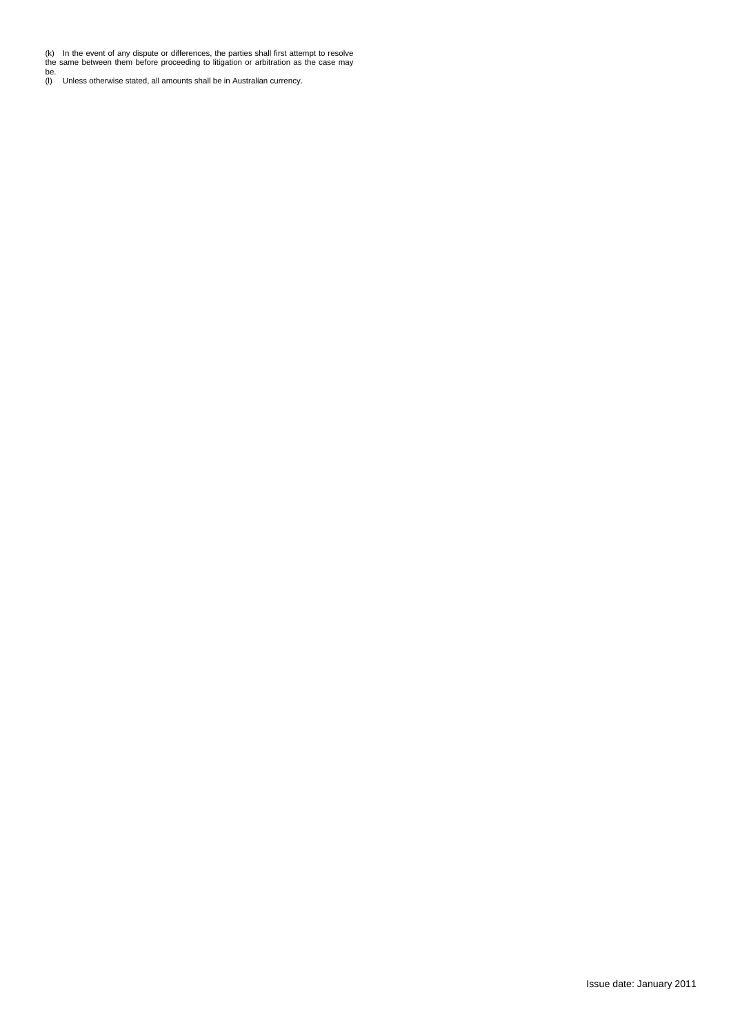(k) In the event of any dispute or differences, the parties shall first attempt to resolve the same between them before proceeding to litigation or arbitration as the case may be.

(l) Unless otherwise stated, all amounts shall be in Australian currency.

Issue date: January 2011